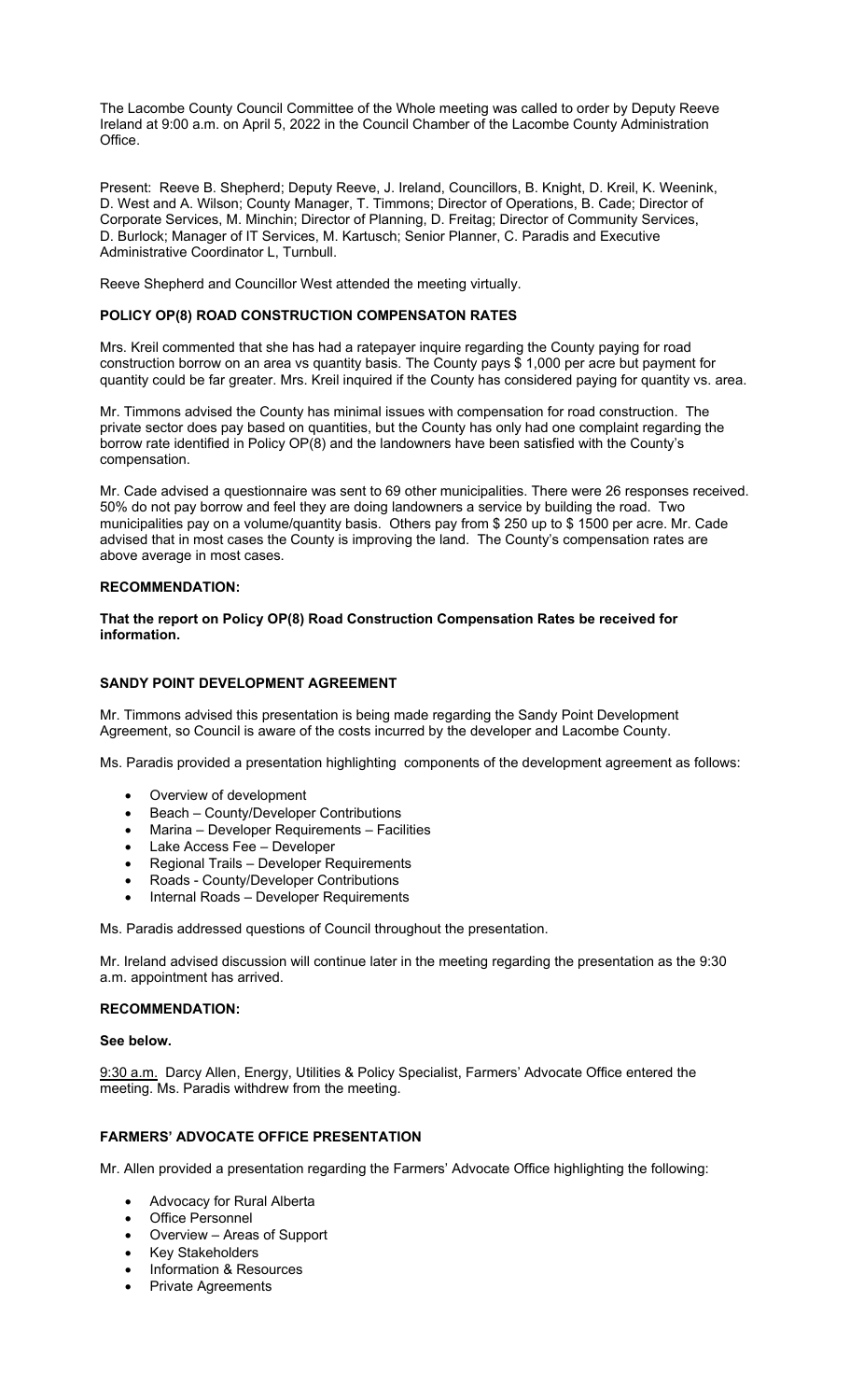The Lacombe County Council Committee of the Whole meeting was called to order by Deputy Reeve Ireland at 9:00 a.m. on April 5, 2022 in the Council Chamber of the Lacombe County Administration Office.

Present: Reeve B. Shepherd; Deputy Reeve, J. Ireland, Councillors, B. Knight, D. Kreil, K. Weenink, D. West and A. Wilson; County Manager, T. Timmons; Director of Operations, B. Cade; Director of Corporate Services, M. Minchin; Director of Planning, D. Freitag; Director of Community Services, D. Burlock; Manager of IT Services, M. Kartusch; Senior Planner, C. Paradis and Executive Administrative Coordinator L, Turnbull.

Reeve Shepherd and Councillor West attended the meeting virtually.

## POLICY OP(8) ROAD CONSTRUCTION COMPENSATON RATES

Mrs. Kreil commented that she has had a ratepayer inquire regarding the County paying for road construction borrow on an area vs quantity basis. The County pays $ 1,000 per acre but payment for quantity could be far greater. Mrs. Kreil inquired if the County has considered paying for quantity vs. area.

Mr. Timmons advised the County has minimal issues with compensation for road construction. The private sector does pay based on quantities, but the County has only had one complaint regarding the borrow rate identified in Policy OP(8) and the landowners have been satisfied with the County's compensation.

Mr. Cade advised a questionnaire was sent to 69 other municipalities. There were 26 responses received. 50% do not pay borrow and feel they are doing landowners a service by building the road. Two municipalities pay on a volume/quantity basis. Others pay from $ 250 up to $ 1500 per acre. Mr. Cade advised that in most cases the County is improving the land. The County's compensation rates are above average in most cases.

**RECOMMENDATION:**

**That the report on Policy OP(8) Road Construction Compensation Rates be received for information.**

## SANDY POINT DEVELOPMENT AGREEMENT

Mr. Timmons advised this presentation is being made regarding the Sandy Point Development Agreement, so Council is aware of the costs incurred by the developer and Lacombe County.

Ms. Paradis provided a presentation highlighting components of the development agreement as follows:

- Overview of development
- Beach – County/Developer Contributions
- Marina – Developer Requirements – Facilities
- Lake Access Fee – Developer
- Regional Trails – Developer Requirements
- Roads - County/Developer Contributions
- Internal Roads – Developer Requirements

Ms. Paradis addressed questions of Council throughout the presentation.

Mr. Ireland advised discussion will continue later in the meeting regarding the presentation as the 9:30 a.m. appointment has arrived.

**RECOMMENDATION:**

**See below.**

9:30 a.m. Darcy Allen, Energy, Utilities & Policy Specialist, Farmers' Advocate Office entered the meeting. Ms. Paradis withdrew from the meeting.

## FARMERS' ADVOCATE OFFICE PRESENTATION

Mr. Allen provided a presentation regarding the Farmers' Advocate Office highlighting the following:

- Advocacy for Rural Alberta
- Office Personnel
- Overview – Areas of Support
- Key Stakeholders
- Information & Resources
- Private Agreements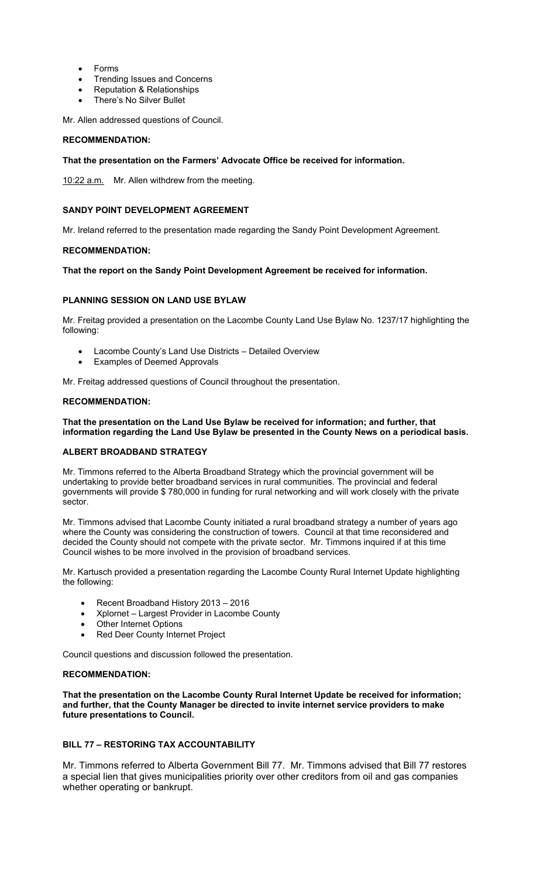- Forms
- Trending Issues and Concerns
- Reputation & Relationships
- There's No Silver Bullet

Mr. Allen addressed questions of Council.

**RECOMMENDATION:**

**That the presentation on the Farmers' Advocate Office be received for information.**

10:22 a.m. Mr. Allen withdrew from the meeting.

**SANDY POINT DEVELOPMENT AGREEMENT**

Mr. Ireland referred to the presentation made regarding the Sandy Point Development Agreement.

**RECOMMENDATION:**

**That the report on the Sandy Point Development Agreement be received for information.**

**PLANNING SESSION ON LAND USE BYLAW**

Mr. Freitag provided a presentation on the Lacombe County Land Use Bylaw No. 1237/17 highlighting the following:

- Lacombe County's Land Use Districts – Detailed Overview
- Examples of Deemed Approvals

Mr. Freitag addressed questions of Council throughout the presentation.

**RECOMMENDATION:**

**That the presentation on the Land Use Bylaw be received for information; and further, that information regarding the Land Use Bylaw be presented in the County News on a periodical basis.**

**ALBERT BROADBAND STRATEGY**

Mr. Timmons referred to the Alberta Broadband Strategy which the provincial government will be undertaking to provide better broadband services in rural communities. The provincial and federal governments will provide $ 780,000 in funding for rural networking and will work closely with the private sector.

Mr. Timmons advised that Lacombe County initiated a rural broadband strategy a number of years ago where the County was considering the construction of towers. Council at that time reconsidered and decided the County should not compete with the private sector. Mr. Timmons inquired if at this time Council wishes to be more involved in the provision of broadband services.

Mr. Kartusch provided a presentation regarding the Lacombe County Rural Internet Update highlighting the following:

- Recent Broadband History 2013 – 2016
- Xplornet – Largest Provider in Lacombe County
- Other Internet Options
- Red Deer County Internet Project

Council questions and discussion followed the presentation.

**RECOMMENDATION:**

**That the presentation on the Lacombe County Rural Internet Update be received for information; and further, that the County Manager be directed to invite internet service providers to make future presentations to Council.**

**BILL 77 – RESTORING TAX ACCOUNTABILITY**

Mr. Timmons referred to Alberta Government Bill 77. Mr. Timmons advised that Bill 77 restores a special lien that gives municipalities priority over other creditors from oil and gas companies whether operating or bankrupt.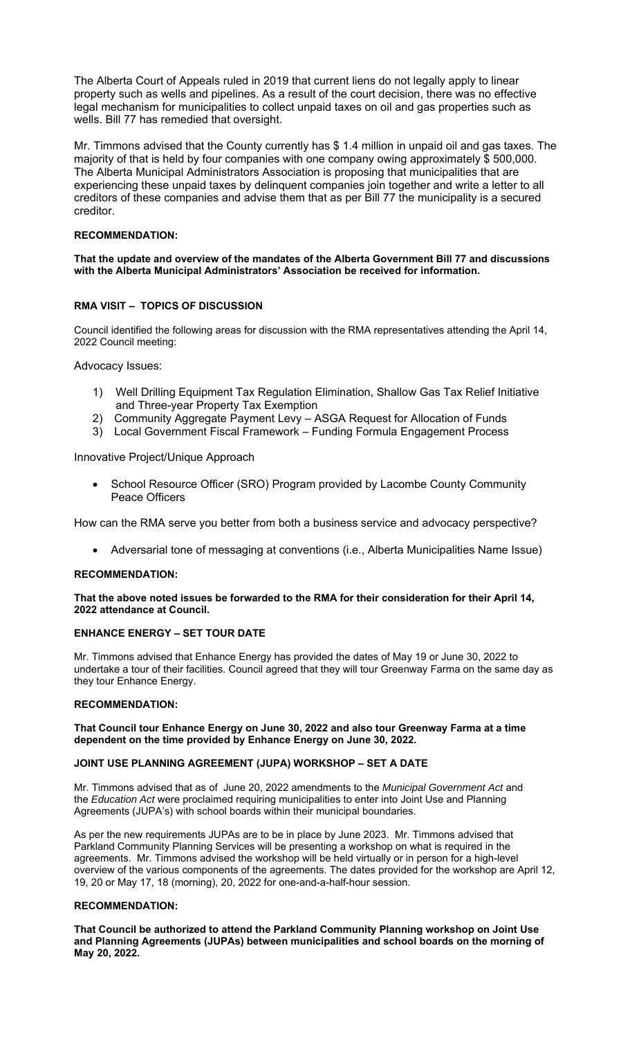The Alberta Court of Appeals ruled in 2019 that current liens do not legally apply to linear property such as wells and pipelines. As a result of the court decision, there was no effective legal mechanism for municipalities to collect unpaid taxes on oil and gas properties such as wells. Bill 77 has remedied that oversight.

Mr. Timmons advised that the County currently has $ 1.4 million in unpaid oil and gas taxes. The majority of that is held by four companies with one company owing approximately $ 500,000. The Alberta Municipal Administrators Association is proposing that municipalities that are experiencing these unpaid taxes by delinquent companies join together and write a letter to all creditors of these companies and advise them that as per Bill 77 the municipality is a secured creditor.

**RECOMMENDATION:**

**That the update and overview of the mandates of the Alberta Government Bill 77 and discussions with the Alberta Municipal Administrators' Association be received for information.**

**RMA VISIT – TOPICS OF DISCUSSION**

Council identified the following areas for discussion with the RMA representatives attending the April 14, 2022 Council meeting:

Advocacy Issues:

1) Well Drilling Equipment Tax Regulation Elimination, Shallow Gas Tax Relief Initiative and Three-year Property Tax Exemption
2) Community Aggregate Payment Levy – ASGA Request for Allocation of Funds
3) Local Government Fiscal Framework – Funding Formula Engagement Process

Innovative Project/Unique Approach

- School Resource Officer (SRO) Program provided by Lacombe County Community Peace Officers

How can the RMA serve you better from both a business service and advocacy perspective?

- Adversarial tone of messaging at conventions (i.e., Alberta Municipalities Name Issue)

**RECOMMENDATION:**

**That the above noted issues be forwarded to the RMA for their consideration for their April 14, 2022 attendance at Council.**

**ENHANCE ENERGY – SET TOUR DATE**

Mr. Timmons advised that Enhance Energy has provided the dates of May 19 or June 30, 2022 to undertake a tour of their facilities. Council agreed that they will tour Greenway Farma on the same day as they tour Enhance Energy.

**RECOMMENDATION:**

**That Council tour Enhance Energy on June 30, 2022 and also tour Greenway Farma at a time dependent on the time provided by Enhance Energy on June 30, 2022.**

**JOINT USE PLANNING AGREEMENT (JUPA) WORKSHOP – SET A DATE**

Mr. Timmons advised that as of June 20, 2022 amendments to the *Municipal Government Act* and the *Education Act* were proclaimed requiring municipalities to enter into Joint Use and Planning Agreements (JUPA's) with school boards within their municipal boundaries.

As per the new requirements JUPAs are to be in place by June 2023. Mr. Timmons advised that Parkland Community Planning Services will be presenting a workshop on what is required in the agreements. Mr. Timmons advised the workshop will be held virtually or in person for a high-level overview of the various components of the agreements. The dates provided for the workshop are April 12, 19, 20 or May 17, 18 (morning), 20, 2022 for one-and-a-half-hour session.

**RECOMMENDATION:**

**That Council be authorized to attend the Parkland Community Planning workshop on Joint Use and Planning Agreements (JUPAs) between municipalities and school boards on the morning of May 20, 2022.**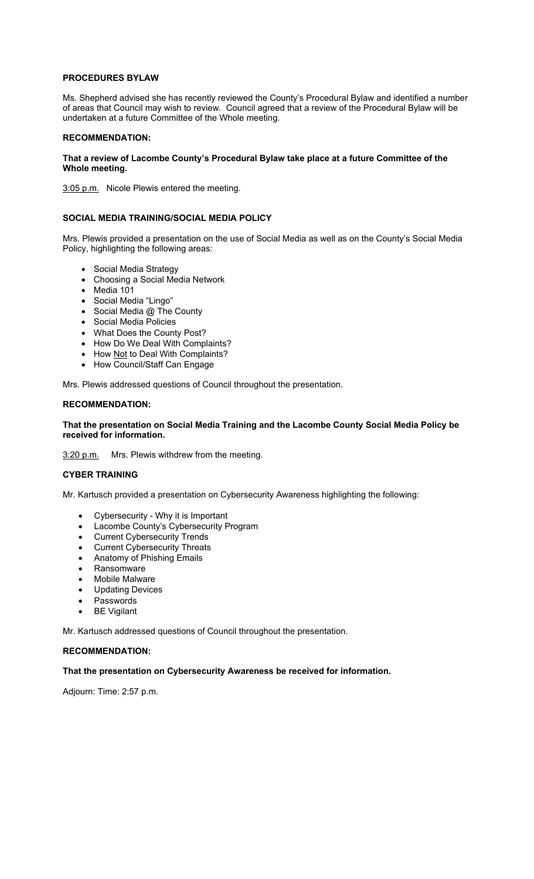### PROCEDURES BYLAW

Ms. Shepherd advised she has recently reviewed the County's Procedural Bylaw and identified a number of areas that Council may wish to review. Council agreed that a review of the Procedural Bylaw will be undertaken at a future Committee of the Whole meeting.

### RECOMMENDATION:

**That a review of Lacombe County's Procedural Bylaw take place at a future Committee of the Whole meeting.**

3:05 p.m. Nicole Plewis entered the meeting.

### SOCIAL MEDIA TRAINING/SOCIAL MEDIA POLICY

Mrs. Plewis provided a presentation on the use of Social Media as well as on the County's Social Media Policy, highlighting the following areas:

- Social Media Strategy
- Choosing a Social Media Network
- Media 101
- Social Media "Lingo"
- Social Media @ The County
- Social Media Policies
- What Does the County Post?
- How Do We Deal With Complaints?
- How Not to Deal With Complaints?
- How Council/Staff Can Engage

Mrs. Plewis addressed questions of Council throughout the presentation.

### RECOMMENDATION:

**That the presentation on Social Media Training and the Lacombe County Social Media Policy be received for information.**

3:20 p.m. Mrs. Plewis withdrew from the meeting.

### CYBER TRAINING

Mr. Kartusch provided a presentation on Cybersecurity Awareness highlighting the following:

- Cybersecurity - Why it is Important
- Lacombe County's Cybersecurity Program
- Current Cybersecurity Trends
- Current Cybersecurity Threats
- Anatomy of Phishing Emails
- Ransomware
- Mobile Malware
- Updating Devices
- Passwords
- BE Vigilant

Mr. Kartusch addressed questions of Council throughout the presentation.

### RECOMMENDATION:

**That the presentation on Cybersecurity Awareness be received for information.**

Adjourn: Time: 2:57 p.m.